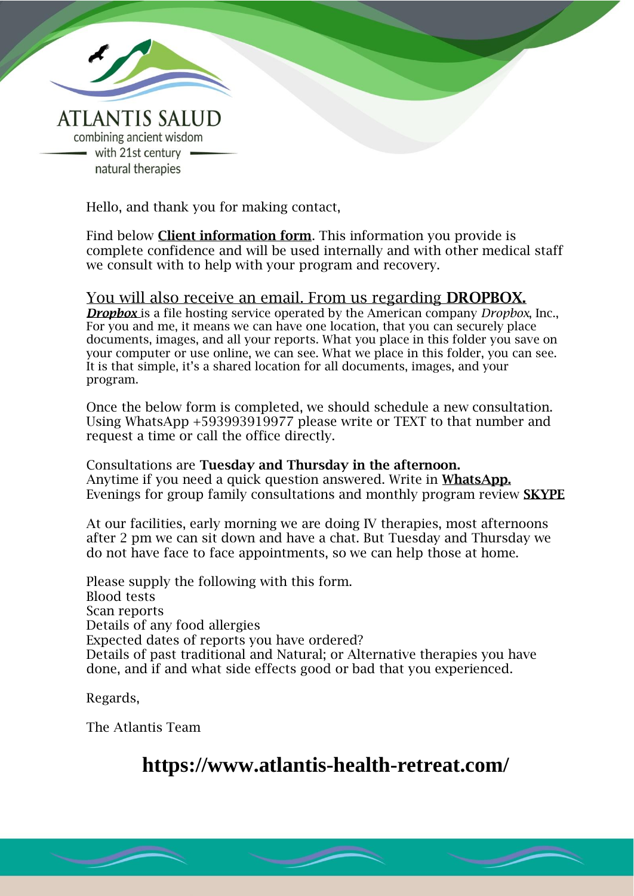ATLANTIS SALUD

combining ancient wisdom with 21st century natural therapies

Hello, and thank you for making contact,

Find below **Client information form**. This information you provide is complete confidence and will be used internally and with other medical staff we consult with to help with your program and recovery.

You will also receive an email. From us regarding **DROPBOX.**

***Dropbox*** is a file hosting service operated by the American company *Dropbox*, Inc., For you and me, it means we can have one location, that you can securely place documents, images, and all your reports. What you place in this folder you save on your computer or use online, we can see. What we place in this folder, you can see. It is that simple, it's a shared location for all documents, images, and your program.

Once the below form is completed, we should schedule a new consultation. Using WhatsApp +593993919977 please write or TEXT to that number and request a time or call the office directly.

Consultations are **Tuesday and Thursday in the afternoon.**
Anytime if you need a quick question answered. Write in **WhatsApp.**
Evenings for group family consultations and monthly program review **SKYPE**

At our facilities, early morning we are doing IV therapies, most afternoons after 2 pm we can sit down and have a chat. But Tuesday and Thursday we do not have face to face appointments, so we can help those at home.

Please supply the following with this form.
Blood tests
Scan reports
Details of any food allergies
Expected dates of reports you have ordered?
Details of past traditional and Natural; or Alternative therapies you have done, and if and what side effects good or bad that you experienced.

Regards,

The Atlantis Team

**https://www.atlantis-health-retreat.com/**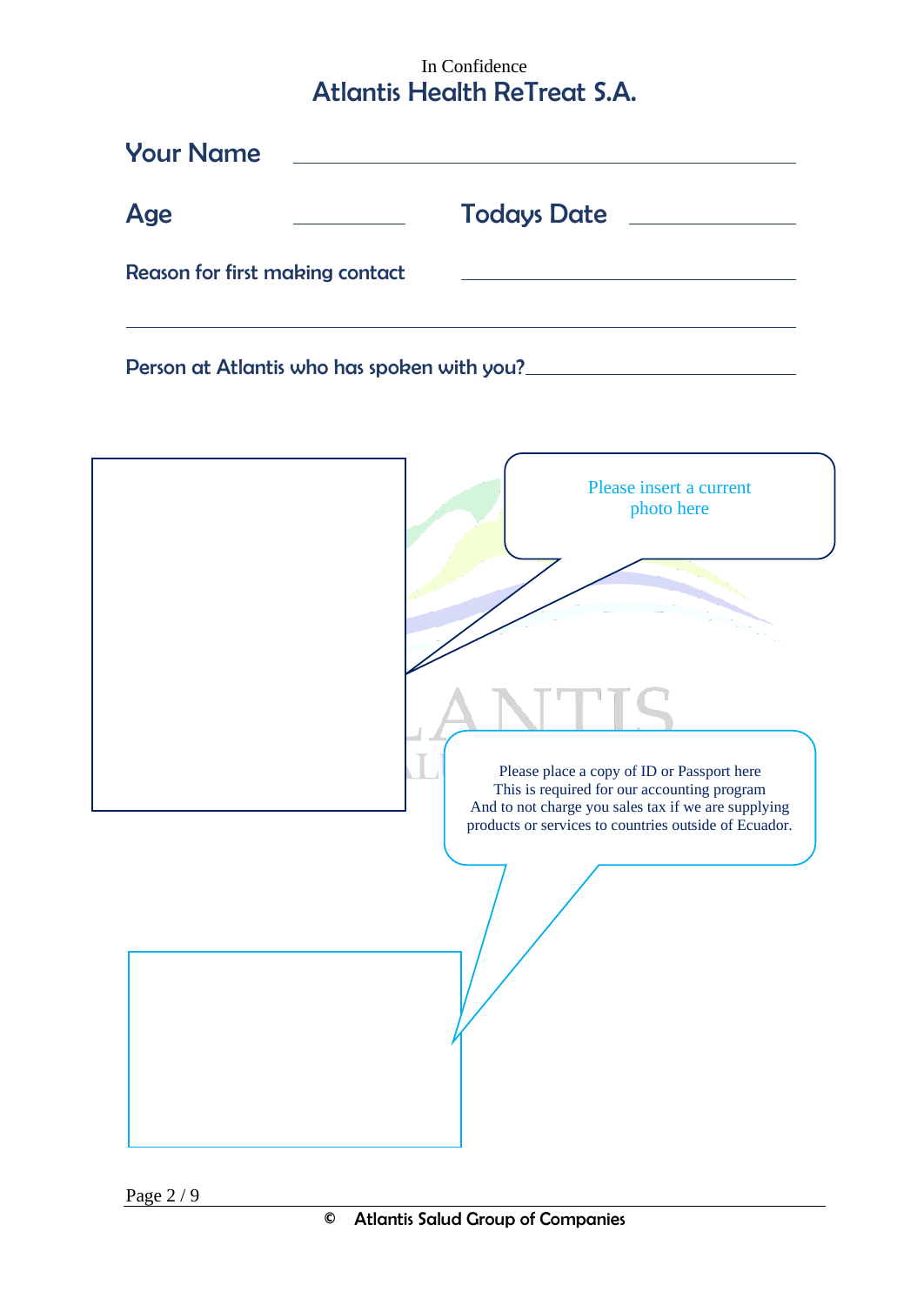In Confidence

# Atlantis Health ReTreat S.A.

**Your Name** ______________________________

**Age** __________ **Todays Date** __________

**Reason for first making contact** ______________________________

______________________________________________

**Person at Atlantis who has spoken with you?** ______________________________

Please insert a current photo here

Please place a copy of ID or Passport here
This is required for our accounting program
And to not charge you sales tax if we are supplying products or services to countries outside of Ecuador.

© Atlantis Salud Group of Companies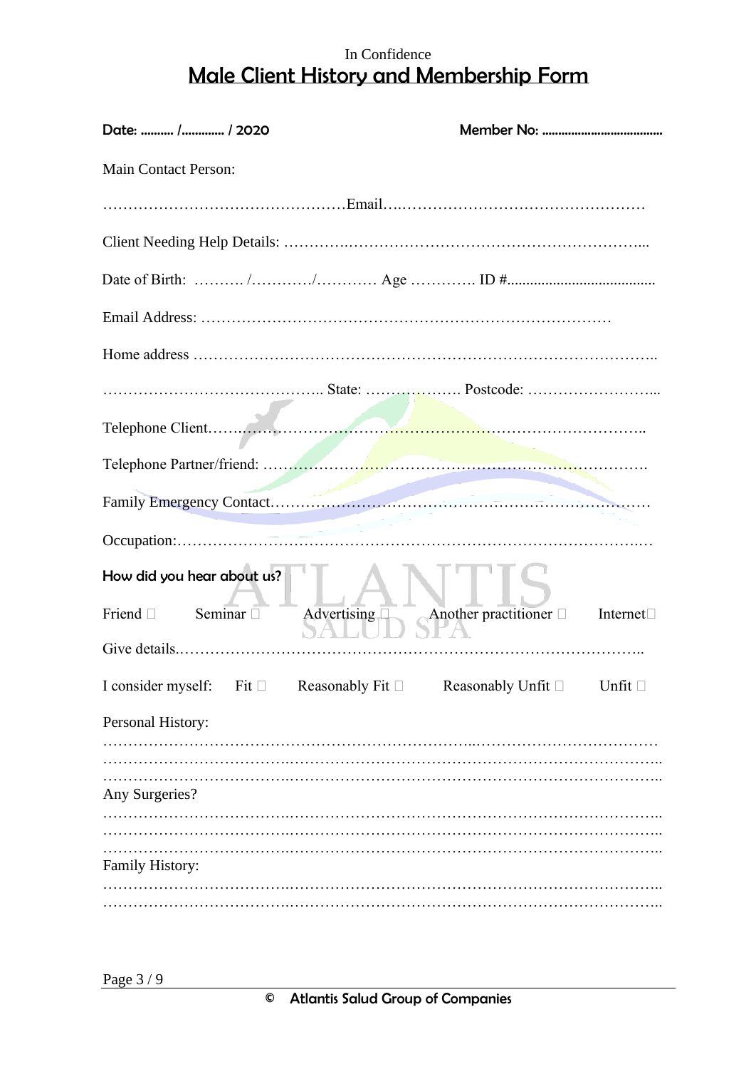In Confidence

# Male Client History and Membership Form

**Date: .......... /............. / 2020** **Member No: .....................................**

Main Contact Person:

…………………………………………Email….…………………………………………

Client Needing Help Details: ……….………………………….…………………………...

Date of Birth: ………. /…………/………… Age …………. ID #......................................

Email Address: ………………………………………………………………………

Home address ……………………………………………………………………………..

…………………………………….. State: ………………. Postcode: ……………………...

Telephone Client……………………………………………………………………………..

Telephone Partner/friend: ………………………………………………………………….

Family Emergency Contact……………………………………………………………………

Occupation:……………………………………………………………………………..…

**How did you hear about us?**

Friend ☐ Seminar ☐ Advertising ☐ Another practitioner ☐ Internet☐

Give details……………………………………………………………………………..

I consider myself: Fit ☐ Reasonably Fit ☐ Reasonably Unfit ☐ Unfit ☐

Personal History:

……………………………….……………………………...………………………………
……………………………….………………………………………………………………..
……………………………….………………………………………………………………..

Any Surgeries?

……………………………….………………………………………………………………..
……………………………….………………………………………………………………..
……………………………….………………………………………………………………..

Family History:

……………………………….………………………………………………………………..
……………………………….………………………………………………………………..

**© Atlantis Salud Group of Companies**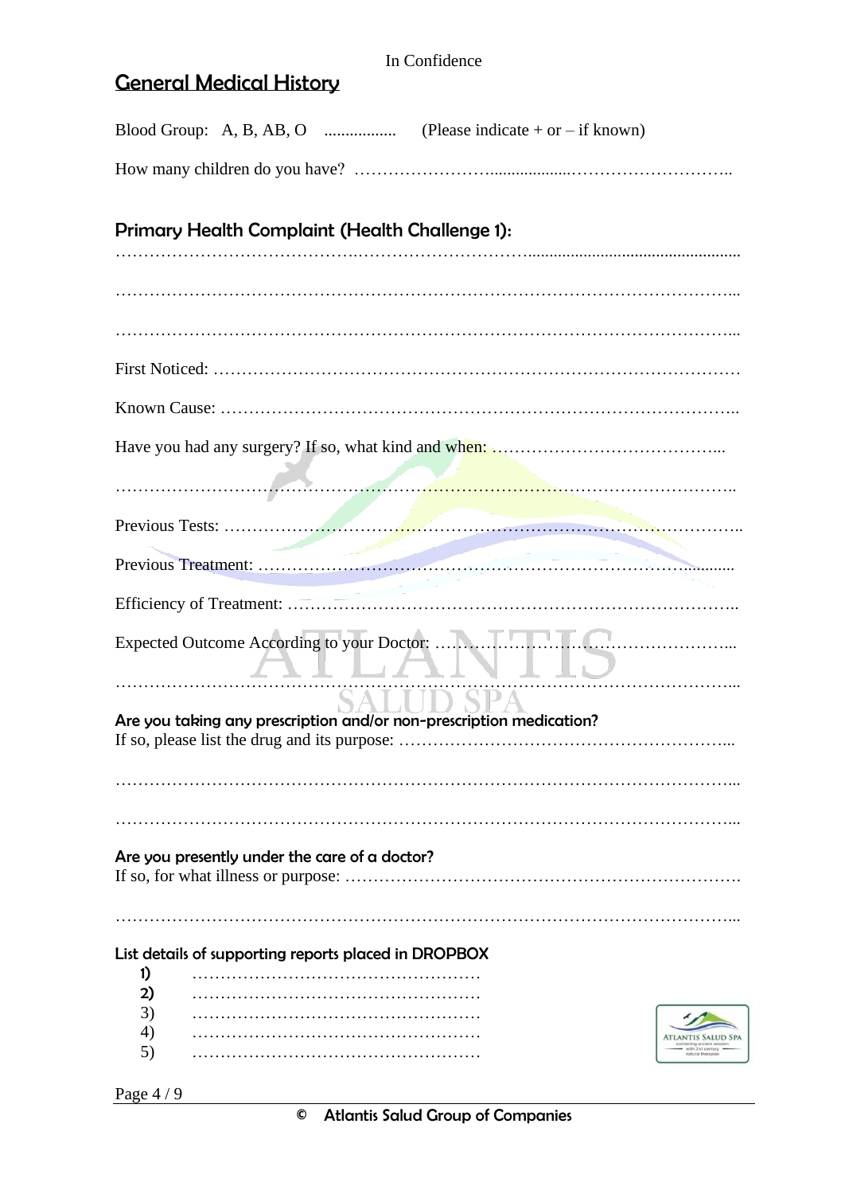In Confidence

## General Medical History

Blood Group: A, B, AB, O ................. (Please indicate + or – if known)

How many children do you have? ……………………..................………………………..

### Primary Health Complaint (Health Challenge 1):

…………………………………….………………………….................................................

…………………………………………………………………………………………………...

…………………………………………………………………………………………………...

First Noticed: ………………………………………………………………………………

Known Cause: ……………………………………………………………………………..

Have you had any surgery? If so, what kind and when: …………………………………...

…………………………………………………………………………………………………..

Previous Tests: …………………………………………………………………………………..

Previous Treatment: ……………………………………………………………….............

Efficiency of Treatment: ………………………………………………………………………..

Expected Outcome According to your Doctor: …………………………………………………...

…………………………………………………………………………………………………...

**Are you taking any prescription and/or non-prescription medication?**
If so, please list the drug and its purpose: …………………………………………………...

…………………………………………………………………………………………………...

…………………………………………………………………………………………………...

**Are you presently under the care of a doctor?**
If so, for what illness or purpose: …………………………………………………………….

…………………………………………………………………………………………………...

**List details of supporting reports placed in DROPBOX**

1) ……………………………………………
2) ……………………………………………
3) ……………………………………………
4) ……………………………………………
5) ……………………………………………

© Atlantis Salud Group of Companies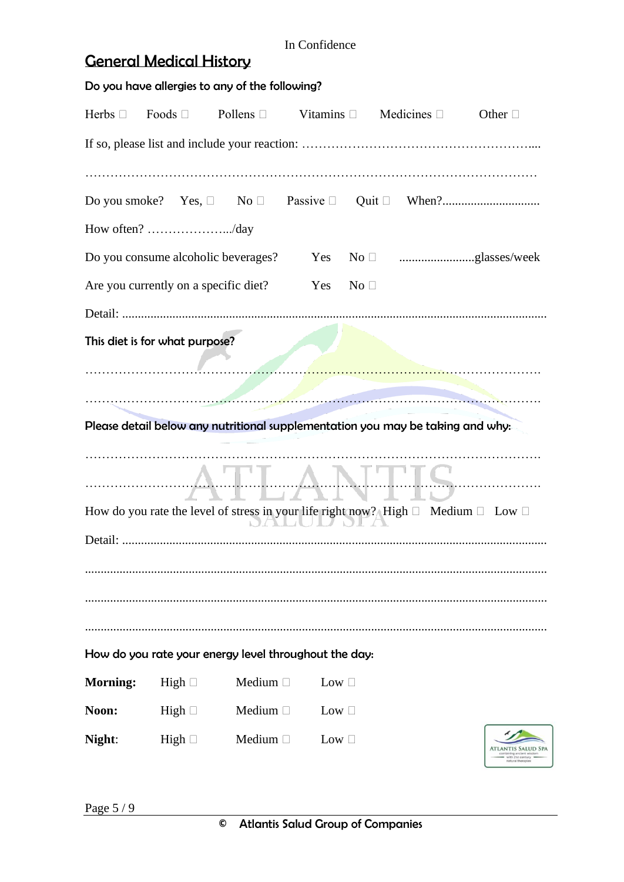In Confidence

## General Medical History

**Do you have allergies to any of the following?**

Herbs ☐ Foods ☐ Pollens ☐ Vitamins ☐ Medicines ☐ Other ☐

If so, please list and include your reaction: ………………………………………………....

…………………………………………………………………………………………………

Do you smoke? Yes, ☐ No ☐ Passive ☐ Quit ☐ When?...............................

How often? ………………..../day

Do you consume alcoholic beverages? Yes No ☐ ........................glasses/week

Are you currently on a specific diet? Yes No ☐

Detail: ....................................................................................................................................

**This diet is for what purpose?**

…………………………………………………………………………………………………

…………………………………………………………………………………………………

**Please detail below any nutritional supplementation you may be taking and why:**

…………………………………………………………………………………………………

…………………………………………………………………………………………………

How do you rate the level of stress in your life right now? High ☐ Medium ☐ Low ☐

Detail: ....................................................................................................................................

..................................................................................................................................................

..................................................................................................................................................

..................................................................................................................................................

**How do you rate your energy level throughout the day:**

**Morning:** High ☐ Medium ☐ Low ☐

**Noon:** High ☐ Medium ☐ Low ☐

**Night:** High ☐ Medium ☐ Low ☐

© Atlantis Salud Group of Companies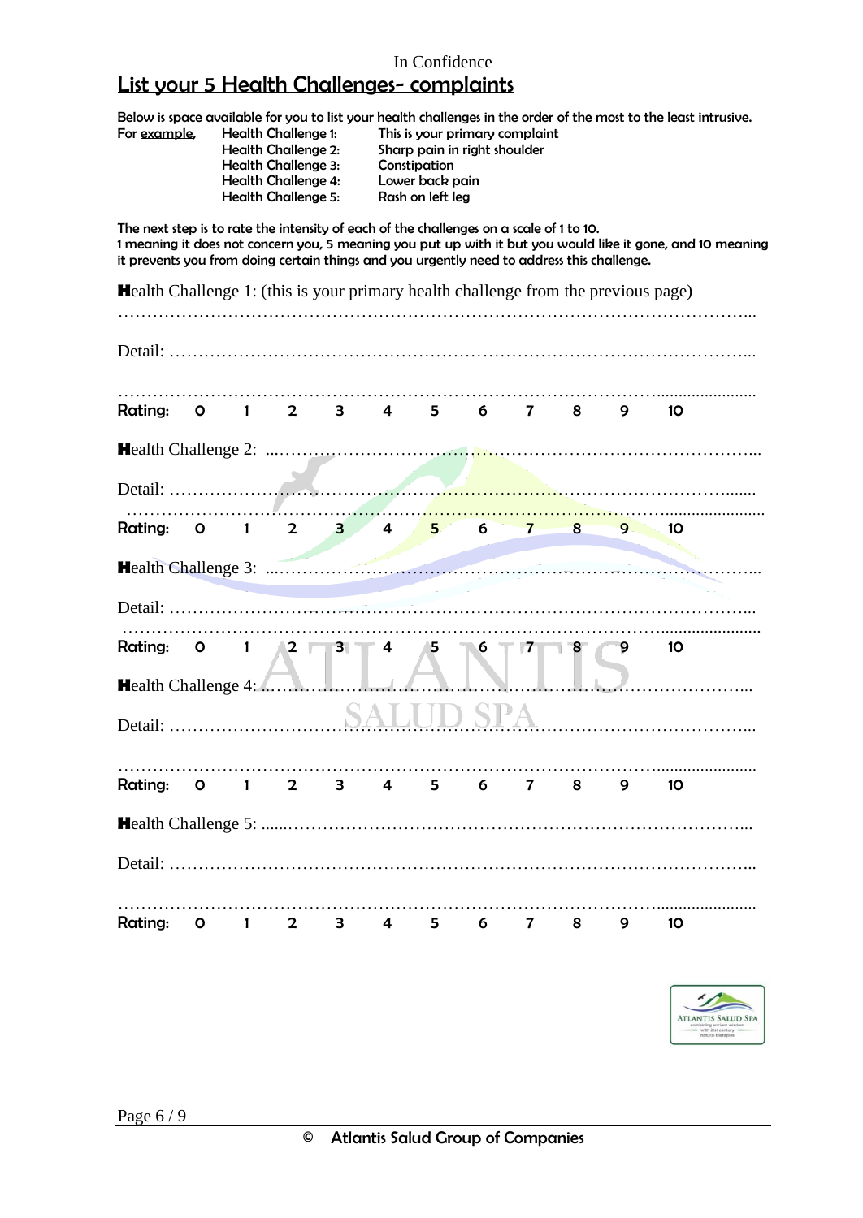In Confidence

## List your 5 Health Challenges- complaints

Below is space available for you to list your health challenges in the order of the most to the least intrusive.

For example,

| | | |
|---|---|---|
| For example, | Health Challenge 1: | This is your primary complaint |
| | Health Challenge 2: | Sharp pain in right shoulder |
| | Health Challenge 3: | Constipation |
| | Health Challenge 4: | Lower back pain |
| | Health Challenge 5: | Rash on left leg |

The next step is to rate the intensity of each of the challenges on a scale of 1 to 10.
1 meaning it does not concern you, 5 meaning you put up with it but you would like it gone, and 10 meaning it prevents you from doing certain things and you urgently need to address this challenge.

**H**ealth Challenge 1: (this is your primary health challenge from the previous page)

……………………………………………………………………………………………...

Detail: ………………………………………………………………………………………...

……………………………………………………………………………………………...

**Rating:** 0 1 2 3 4 5 6 7 8 9 10

**H**ealth Challenge 2: ...……………………………………………………………………………...

Detail: ………………………………………………………………………………………...

……………………………………………………………………………………………...

**Rating:** 0 1 2 3 4 5 6 7 8 9 10

**H**ealth Challenge 3: ...……………………………………………………………………………...

Detail: ………………………………………………………………………………………...

……………………………………………………………………………………………...

**Rating:** 0 1 2 3 4 5 6 7 8 9 10

**H**ealth Challenge 4: ...……………………………………………………………………………...

Detail: ………………………………………………………………………………………...

……………………………………………………………………………………………...

**Rating:** 0 1 2 3 4 5 6 7 8 9 10

**H**ealth Challenge 5: ......……………………………………………………………………………...

Detail: ………………………………………………………………………………………...

……………………………………………………………………………………………...

**Rating:** 0 1 2 3 4 5 6 7 8 9 10

© Atlantis Salud Group of Companies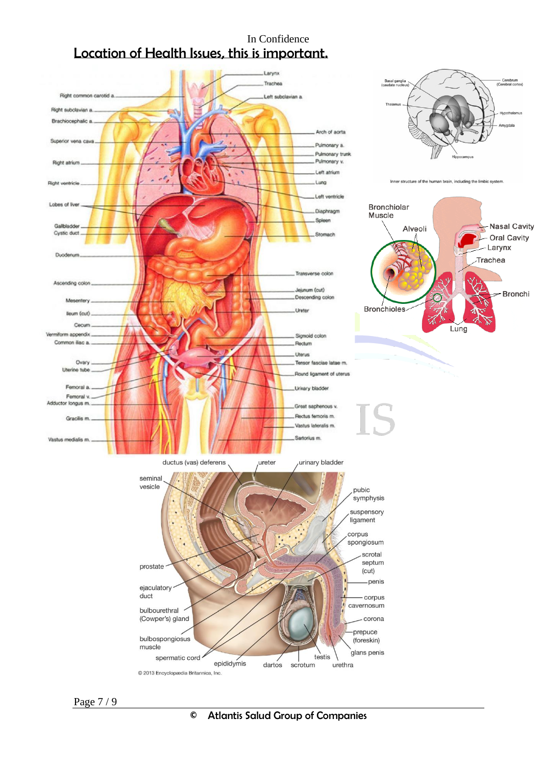In Confidence

## Location of Health Issues, this is important.

Larynx
Trachea
Right common carotid a.
Left subclavian a.
Right subclavian a.
Brachiocephalic a.
Arch of aorta
Superior vena cava
Pulmonary a.
Pulmonary trunk
Pulmonary v.
Right atrium
Left atrium
Right ventricle
Lung
Left ventricle
Lobes of liver
Diaphragm
Spleen
Gallbladder
Cystic duct
Stomach
Duodenum
Transverse colon
Ascending colon
Jejunum (cut)
Descending colon
Mesentery
Ileum (cut)
Ureter
Cecum
Vermiform appendix
Sigmoid colon
Common iliac a.
Rectum
Uterus
Ovary
Tensor fasciae latae m.
Uterine tube
Round ligament of uterus
Femoral a.
Urinary bladder
Femoral v.
Adductor longus m.
Great saphenous v.
Rectus femoris m.
Gracilis m.
Vastus lateralis m.
Sartorius m.
Vastus medialis m.

Basal ganglia (caudate nucleus)
Cerebrum (Cerebral cortex)
Thalamus
Hypothalamus
Amygdala
Hippocampus

Inner structure of the human brain, including the limbic system.

Bronchiolar Muscle
Alveoli
Nasal Cavity
Oral Cavity
Larynx
Trachea
Bronchi
Bronchioles
Lung

IS

ductus (vas) deferens
ureter
urinary bladder
seminal vesicle
pubic symphysis
suspensory ligament
corpus spongiosum
scrotal septum (cut)
prostate
penis
ejaculatory duct
corpus cavernosum
bulbourethral (Cowper's) gland
corona
prepuce (foreskin)
bulbospongiosus muscle
glans penis
spermatic cord
testis
epididymis
dartos
scrotum
urethra

© 2013 Encyclopædia Britannica, Inc.

© Atlantis Salud Group of Companies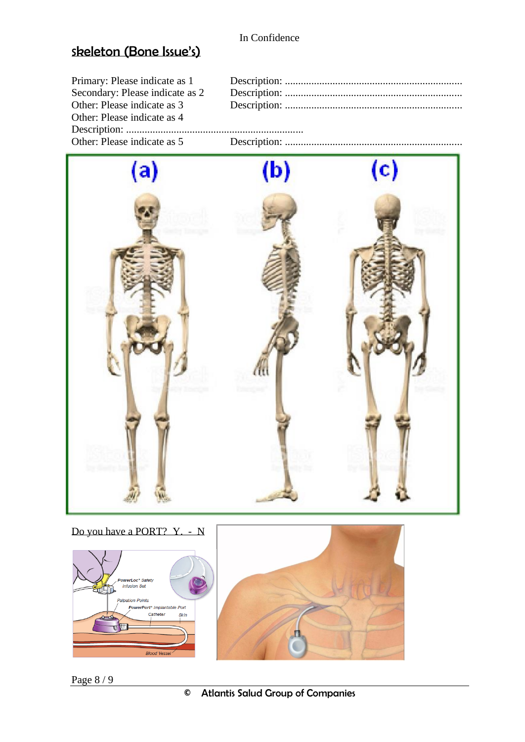## skeleton (Bone Issue's)

Primary: Please indicate as 1 Description: ..................................................................

Secondary: Please indicate as 2 Description: ..................................................................

Other: Please indicate as 3 Description: ..................................................................

Other: Please indicate as 4

Description: ..................................................................

Other: Please indicate as 5 Description: ..................................................................

Do you have a PORT? Y. - N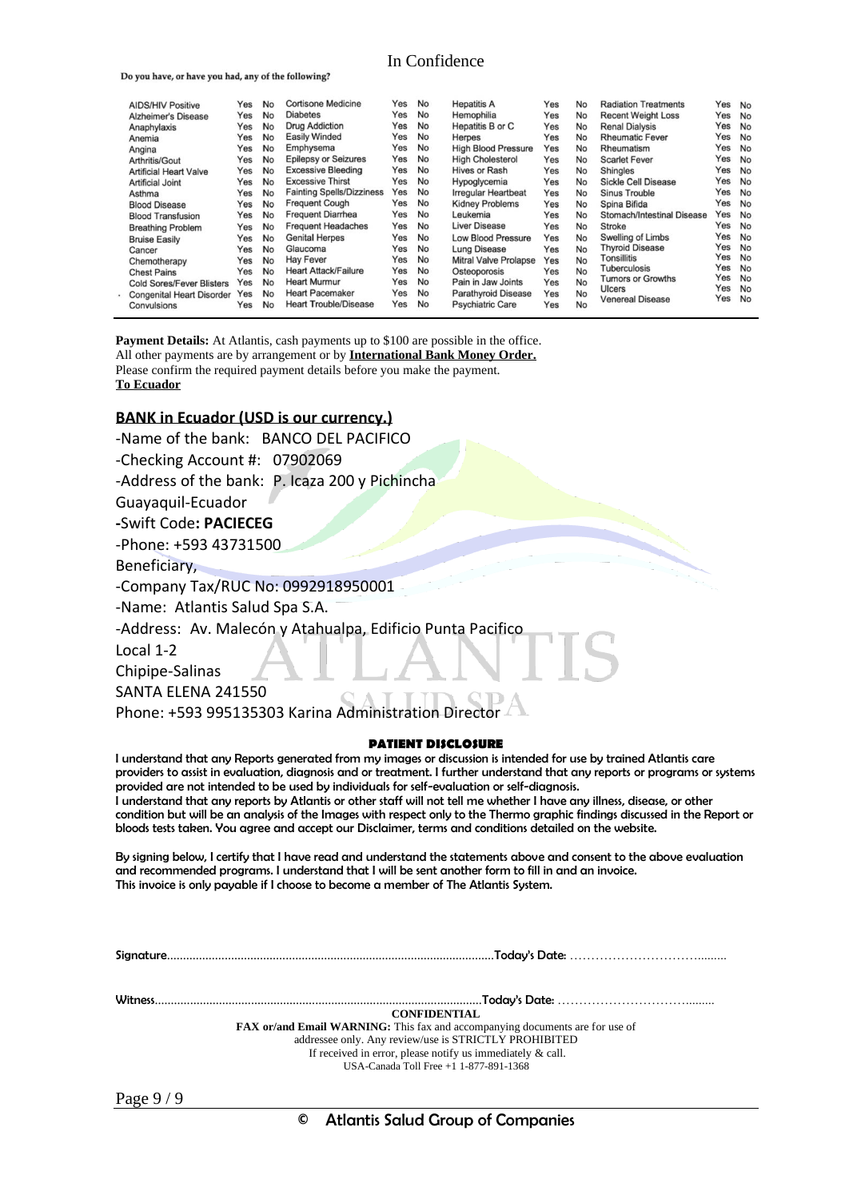Do you have, or have you had, any of the following?

| | | | | | | | | | | | |
|---|---|---|---|---|---|---|---|---|---|---|---|
| AIDS/HIV Positive | Yes | No | Cortisone Medicine | Yes | No | Hepatitis A | Yes | No | Radiation Treatments | Yes | No |
| Alzheimer's Disease | Yes | No | Diabetes | Yes | No | Hemophilia | Yes | No | Recent Weight Loss | Yes | No |
| Anaphylaxis | Yes | No | Drug Addiction | Yes | No | Hepatitis B or C | Yes | No | Renal Dialysis | Yes | No |
| Anemia | Yes | No | Easily Winded | Yes | No | Herpes | Yes | No | Rheumatic Fever | Yes | No |
| Angina | Yes | No | Emphysema | Yes | No | High Blood Pressure | Yes | No | Rheumatism | Yes | No |
| Arthritis/Gout | Yes | No | Epilepsy or Seizures | Yes | No | High Cholesterol | Yes | No | Scarlet Fever | Yes | No |
| Artificial Heart Valve | Yes | No | Excessive Bleeding | Yes | No | Hives or Rash | Yes | No | Shingles | Yes | No |
| Artificial Joint | Yes | No | Excessive Thirst | Yes | No | Hypoglycemia | Yes | No | Sickle Cell Disease | Yes | No |
| Asthma | Yes | No | Fainting Spells/Dizziness | Yes | No | Irregular Heartbeat | Yes | No | Sinus Trouble | Yes | No |
| Blood Disease | Yes | No | Frequent Cough | Yes | No | Kidney Problems | Yes | No | Spina Bifida | Yes | No |
| Blood Transfusion | Yes | No | Frequent Diarrhea | Yes | No | Leukemia | Yes | No | Stomach/Intestinal Disease | Yes | No |
| Breathing Problem | Yes | No | Frequent Headaches | Yes | No | Liver Disease | Yes | No | Stroke | Yes | No |
| Bruise Easily | Yes | No | Genital Herpes | Yes | No | Low Blood Pressure | Yes | No | Swelling of Limbs | Yes | No |
| Cancer | Yes | No | Glaucoma | Yes | No | Lung Disease | Yes | No | Thyroid Disease | Yes | No |
| Chemotherapy | Yes | No | Hay Fever | Yes | No | Mitral Valve Prolapse | Yes | No | Tonsillitis | Yes | No |
| Chest Pains | Yes | No | Heart Attack/Failure | Yes | No | Osteoporosis | Yes | No | Tuberculosis | Yes | No |
| Cold Sores/Fever Blisters | Yes | No | Heart Murmur | Yes | No | Pain in Jaw Joints | Yes | No | Tumors or Growths | Yes | No |
| Congenital Heart Disorder | Yes | No | Heart Pacemaker | Yes | No | Parathyroid Disease | Yes | No | Ulcers | Yes | No |
| Convulsions | Yes | No | Heart Trouble/Disease | Yes | No | Psychiatric Care | Yes | No | Venereal Disease | Yes | No |

**Payment Details:** At Atlantis, cash payments up to $100 are possible in the office.
All other payments are by arrangement or by **International Bank Money Order.**
Please confirm the required payment details before you make the payment.
**To Ecuador**

**BANK in Ecuador (USD is our currency.)**

-Name of the bank: BANCO DEL PACIFICO
-Checking Account #: 07902069
-Address of the bank: P. Icaza 200 y Pichincha
Guayaquil-Ecuador
-Swift Code: **PACIECEG**
-Phone: +593 43731500
Beneficiary,
-Company Tax/RUC No: 0992918950001
-Name: Atlantis Salud Spa S.A.
-Address: Av. Malecón y Atahualpa, Edificio Punta Pacifico
Local 1-2
Chipipe-Salinas
SANTA ELENA 241550
Phone: +593 995135303 Karina Administration Director

**PATIENT DISCLOSURE**

I understand that any Reports generated from my images or discussion is intended for use by trained Atlantis care providers to assist in evaluation, diagnosis and or treatment. I further understand that any reports or programs or systems provided are not intended to be used by individuals for self-evaluation or self-diagnosis.
I understand that any reports by Atlantis or other staff will not tell me whether I have any illness, disease, or other condition but will be an analysis of the Images with respect only to the Thermo graphic findings discussed in the Report or bloods tests taken. You agree and accept our Disclaimer, terms and conditions detailed on the website.

By signing below, I certify that I have read and understand the statements above and consent to the above evaluation and recommended programs. I understand that I will be sent another form to fill in and an invoice.
This invoice is only payable if I choose to become a member of The Atlantis System.

Signature..................................................................................................Today's Date: ………………………….........

Witness....................................................................................................Today's Date: ………………………….........

**CONFIDENTIAL**
**FAX or/and Email WARNING:** This fax and accompanying documents are for use of addressee only. Any review/use is STRICTLY PROHIBITED
If received in error, please notify us immediately & call.
USA-Canada Toll Free +1 1-877-891-1368

© Atlantis Salud Group of Companies